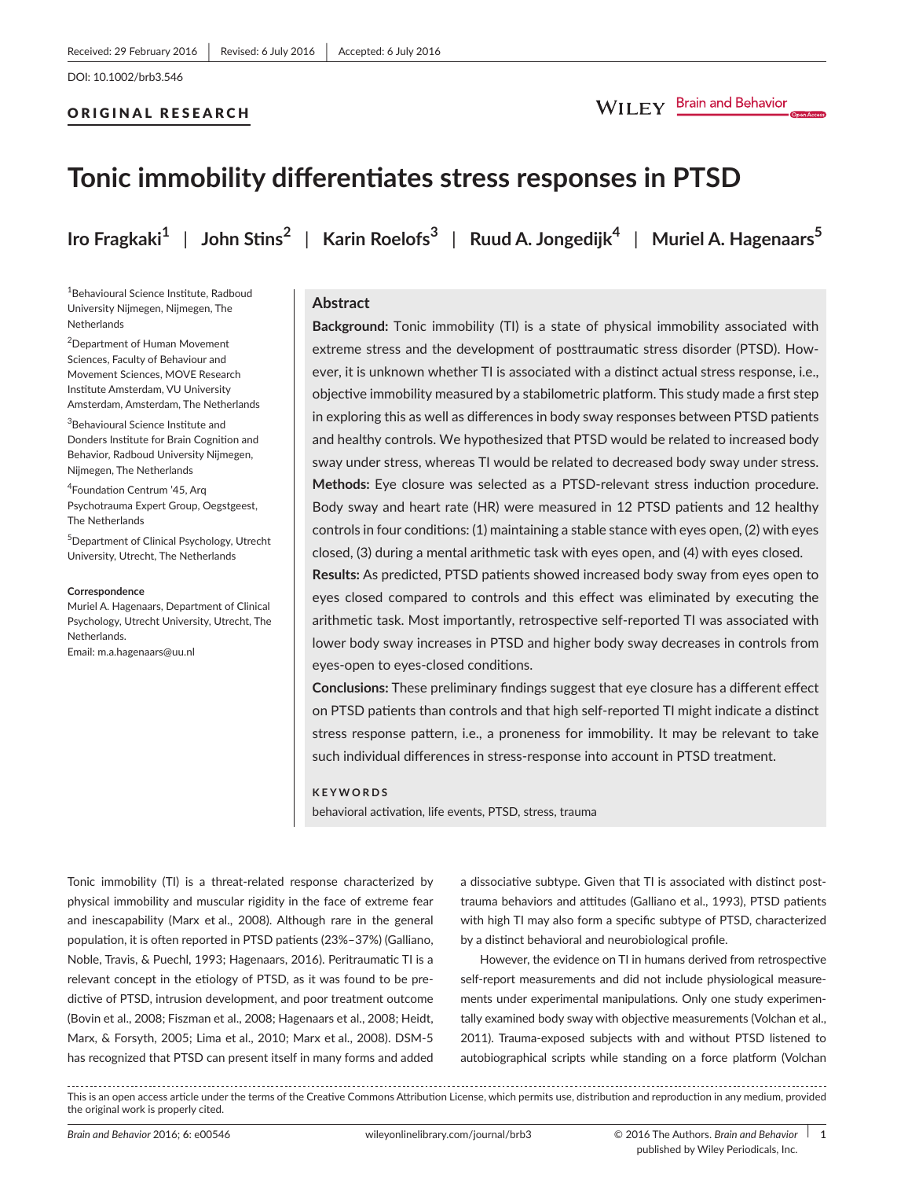Received: 29 February 2016 | Revised: 6 July 2016 | Accepted: 6 July 2016

DOI: 10.1002/brb3.546

ORIGINAL RESEARCH

# Tonic immobility differentiates stress responses in PTSD

Iro Fragkaki[1] | John Stins[2] | Karin Roelofs[3] | Ruud A. Jongedijk[4] | Muriel A. Hagenaars[5]

[1]Behavioural Science Institute, Radboud University Nijmegen, Nijmegen, The Netherlands

[2]Department of Human Movement Sciences, Faculty of Behaviour and Movement Sciences, MOVE Research Institute Amsterdam, VU University Amsterdam, Amsterdam, The Netherlands

[3]Behavioural Science Institute and Donders Institute for Brain Cognition and Behavior, Radboud University Nijmegen, Nijmegen, The Netherlands

[4]Foundation Centrum '45, Arq Psychotrauma Expert Group, Oegstgeest, The Netherlands

[5]Department of Clinical Psychology, Utrecht University, Utrecht, The Netherlands

**Correspondence**
Muriel A. Hagenaars, Department of Clinical Psychology, Utrecht University, Utrecht, The Netherlands.
Email: m.a.hagenaars@uu.nl

## Abstract

**Background:** Tonic immobility (TI) is a state of physical immobility associated with extreme stress and the development of posttraumatic stress disorder (PTSD). However, it is unknown whether TI is associated with a distinct actual stress response, i.e., objective immobility measured by a stabilometric platform. This study made a first step in exploring this as well as differences in body sway responses between PTSD patients and healthy controls. We hypothesized that PTSD would be related to increased body sway under stress, whereas TI would be related to decreased body sway under stress.

**Methods:** Eye closure was selected as a PTSD-relevant stress induction procedure. Body sway and heart rate (HR) were measured in 12 PTSD patients and 12 healthy controls in four conditions: (1) maintaining a stable stance with eyes open, (2) with eyes closed, (3) during a mental arithmetic task with eyes open, and (4) with eyes closed.

**Results:** As predicted, PTSD patients showed increased body sway from eyes open to eyes closed compared to controls and this effect was eliminated by executing the arithmetic task. Most importantly, retrospective self-reported TI was associated with lower body sway increases in PTSD and higher body sway decreases in controls from eyes-open to eyes-closed conditions.

**Conclusions:** These preliminary findings suggest that eye closure has a different effect on PTSD patients than controls and that high self-reported TI might indicate a distinct stress response pattern, i.e., a proneness for immobility. It may be relevant to take such individual differences in stress-response into account in PTSD treatment.

**KEYWORDS**
behavioral activation, life events, PTSD, stress, trauma

Tonic immobility (TI) is a threat-related response characterized by physical immobility and muscular rigidity in the face of extreme fear and inescapability (Marx et al., 2008). Although rare in the general population, it is often reported in PTSD patients (23%–37%) (Galliano, Noble, Travis, & Puechl, 1993; Hagenaars, 2016). Peritraumatic TI is a relevant concept in the etiology of PTSD, as it was found to be predictive of PTSD, intrusion development, and poor treatment outcome (Bovin et al., 2008; Fiszman et al., 2008; Hagenaars et al., 2008; Heidt, Marx, & Forsyth, 2005; Lima et al., 2010; Marx et al., 2008). DSM-5 has recognized that PTSD can present itself in many forms and added a dissociative subtype. Given that TI is associated with distinct post-trauma behaviors and attitudes (Galliano et al., 1993), PTSD patients with high TI may also form a specific subtype of PTSD, characterized by a distinct behavioral and neurobiological profile.

However, the evidence on TI in humans derived from retrospective self-report measurements and did not include physiological measurements under experimental manipulations. Only one study experimentally examined body sway with objective measurements (Volchan et al., 2011). Trauma-exposed subjects with and without PTSD listened to autobiographical scripts while standing on a force platform (Volchan

This is an open access article under the terms of the Creative Commons Attribution License, which permits use, distribution and reproduction in any medium, provided the original work is properly cited.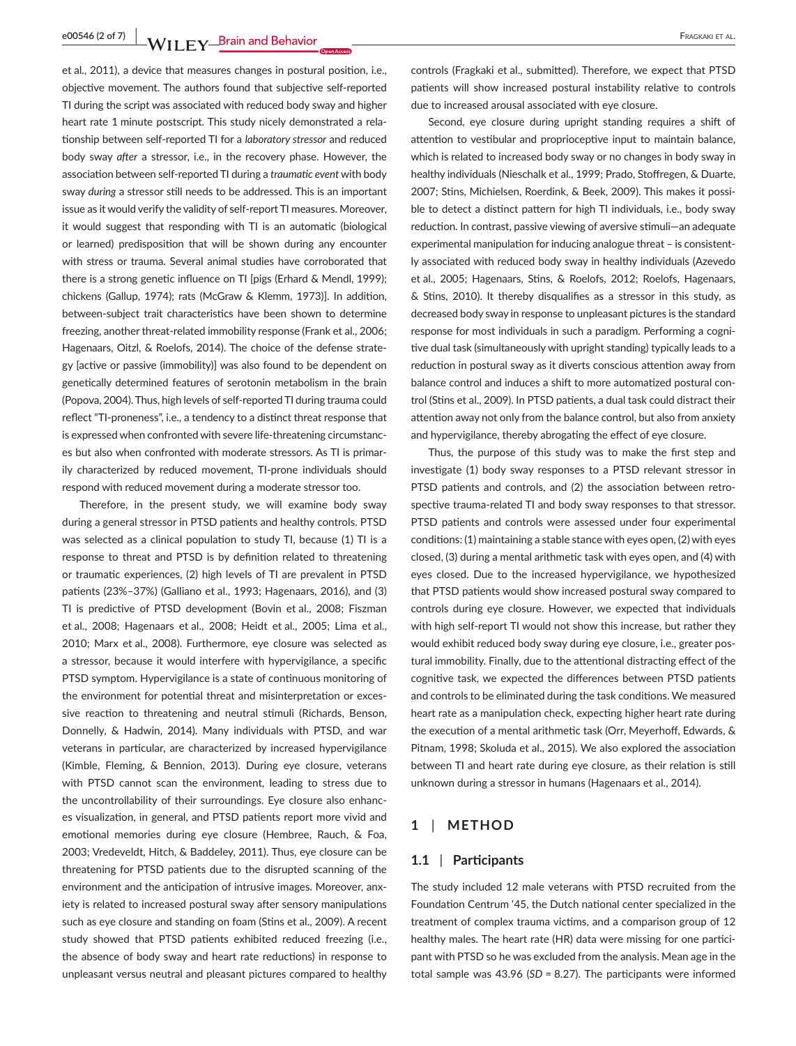et al., 2011), a device that measures changes in postural position, i.e., objective movement. The authors found that subjective self-reported TI during the script was associated with reduced body sway and higher heart rate 1 minute postscript. This study nicely demonstrated a relationship between self-reported TI for a *laboratory stressor* and reduced body sway *after* a stressor, i.e., in the recovery phase. However, the association between self-reported TI during a *traumatic event* with body sway *during* a stressor still needs to be addressed. This is an important issue as it would verify the validity of self-report TI measures. Moreover, it would suggest that responding with TI is an automatic (biological or learned) predisposition that will be shown during any encounter with stress or trauma. Several animal studies have corroborated that there is a strong genetic influence on TI [pigs (Erhard & Mendl, 1999); chickens (Gallup, 1974); rats (McGraw & Klemm, 1973)]. In addition, between-subject trait characteristics have been shown to determine freezing, another threat-related immobility response (Frank et al., 2006; Hagenaars, Oitzl, & Roelofs, 2014). The choice of the defense strategy [active or passive (immobility)] was also found to be dependent on genetically determined features of serotonin metabolism in the brain (Popova, 2004). Thus, high levels of self-reported TI during trauma could reflect "TI-proneness", i.e., a tendency to a distinct threat response that is expressed when confronted with severe life-threatening circumstances but also when confronted with moderate stressors. As TI is primarily characterized by reduced movement, TI-prone individuals should respond with reduced movement during a moderate stressor too.

Therefore, in the present study, we will examine body sway during a general stressor in PTSD patients and healthy controls. PTSD was selected as a clinical population to study TI, because (1) TI is a response to threat and PTSD is by definition related to threatening or traumatic experiences, (2) high levels of TI are prevalent in PTSD patients (23%–37%) (Galliano et al., 1993; Hagenaars, 2016), and (3) TI is predictive of PTSD development (Bovin et al., 2008; Fiszman et al., 2008; Hagenaars et al., 2008; Heidt et al., 2005; Lima et al., 2010; Marx et al., 2008). Furthermore, eye closure was selected as a stressor, because it would interfere with hypervigilance, a specific PTSD symptom. Hypervigilance is a state of continuous monitoring of the environment for potential threat and misinterpretation or excessive reaction to threatening and neutral stimuli (Richards, Benson, Donnelly, & Hadwin, 2014). Many individuals with PTSD, and war veterans in particular, are characterized by increased hypervigilance (Kimble, Fleming, & Bennion, 2013). During eye closure, veterans with PTSD cannot scan the environment, leading to stress due to the uncontrollability of their surroundings. Eye closure also enhances visualization, in general, and PTSD patients report more vivid and emotional memories during eye closure (Hembree, Rauch, & Foa, 2003; Vredeveldt, Hitch, & Baddeley, 2011). Thus, eye closure can be threatening for PTSD patients due to the disrupted scanning of the environment and the anticipation of intrusive images. Moreover, anxiety is related to increased postural sway after sensory manipulations such as eye closure and standing on foam (Stins et al., 2009). A recent study showed that PTSD patients exhibited reduced freezing (i.e., the absence of body sway and heart rate reductions) in response to unpleasant versus neutral and pleasant pictures compared to healthy controls (Fragkaki et al., submitted). Therefore, we expect that PTSD patients will show increased postural instability relative to controls due to increased arousal associated with eye closure.

Second, eye closure during upright standing requires a shift of attention to vestibular and proprioceptive input to maintain balance, which is related to increased body sway or no changes in body sway in healthy individuals (Nieschalk et al., 1999; Prado, Stoffregen, & Duarte, 2007; Stins, Michielsen, Roerdink, & Beek, 2009). This makes it possible to detect a distinct pattern for high TI individuals, i.e., body sway reduction. In contrast, passive viewing of aversive stimuli—an adequate experimental manipulation for inducing analogue threat – is consistently associated with reduced body sway in healthy individuals (Azevedo et al., 2005; Hagenaars, Stins, & Roelofs, 2012; Roelofs, Hagenaars, & Stins, 2010). It thereby disqualifies as a stressor in this study, as decreased body sway in response to unpleasant pictures is the standard response for most individuals in such a paradigm. Performing a cognitive dual task (simultaneously with upright standing) typically leads to a reduction in postural sway as it diverts conscious attention away from balance control and induces a shift to more automatized postural control (Stins et al., 2009). In PTSD patients, a dual task could distract their attention away not only from the balance control, but also from anxiety and hypervigilance, thereby abrogating the effect of eye closure.

Thus, the purpose of this study was to make the first step and investigate (1) body sway responses to a PTSD relevant stressor in PTSD patients and controls, and (2) the association between retrospective trauma-related TI and body sway responses to that stressor. PTSD patients and controls were assessed under four experimental conditions: (1) maintaining a stable stance with eyes open, (2) with eyes closed, (3) during a mental arithmetic task with eyes open, and (4) with eyes closed. Due to the increased hypervigilance, we hypothesized that PTSD patients would show increased postural sway compared to controls during eye closure. However, we expected that individuals with high self-report TI would not show this increase, but rather they would exhibit reduced body sway during eye closure, i.e., greater postural immobility. Finally, due to the attentional distracting effect of the cognitive task, we expected the differences between PTSD patients and controls to be eliminated during the task conditions. We measured heart rate as a manipulation check, expecting higher heart rate during the execution of a mental arithmetic task (Orr, Meyerhoff, Edwards, & Pitnam, 1998; Skoluda et al., 2015). We also explored the association between TI and heart rate during eye closure, as their relation is still unknown during a stressor in humans (Hagenaars et al., 2014).

# 1 | METHOD

## 1.1 | Participants

The study included 12 male veterans with PTSD recruited from the Foundation Centrum '45, the Dutch national center specialized in the treatment of complex trauma victims, and a comparison group of 12 healthy males. The heart rate (HR) data were missing for one participant with PTSD so he was excluded from the analysis. Mean age in the total sample was 43.96 (*SD* = 8.27). The participants were informed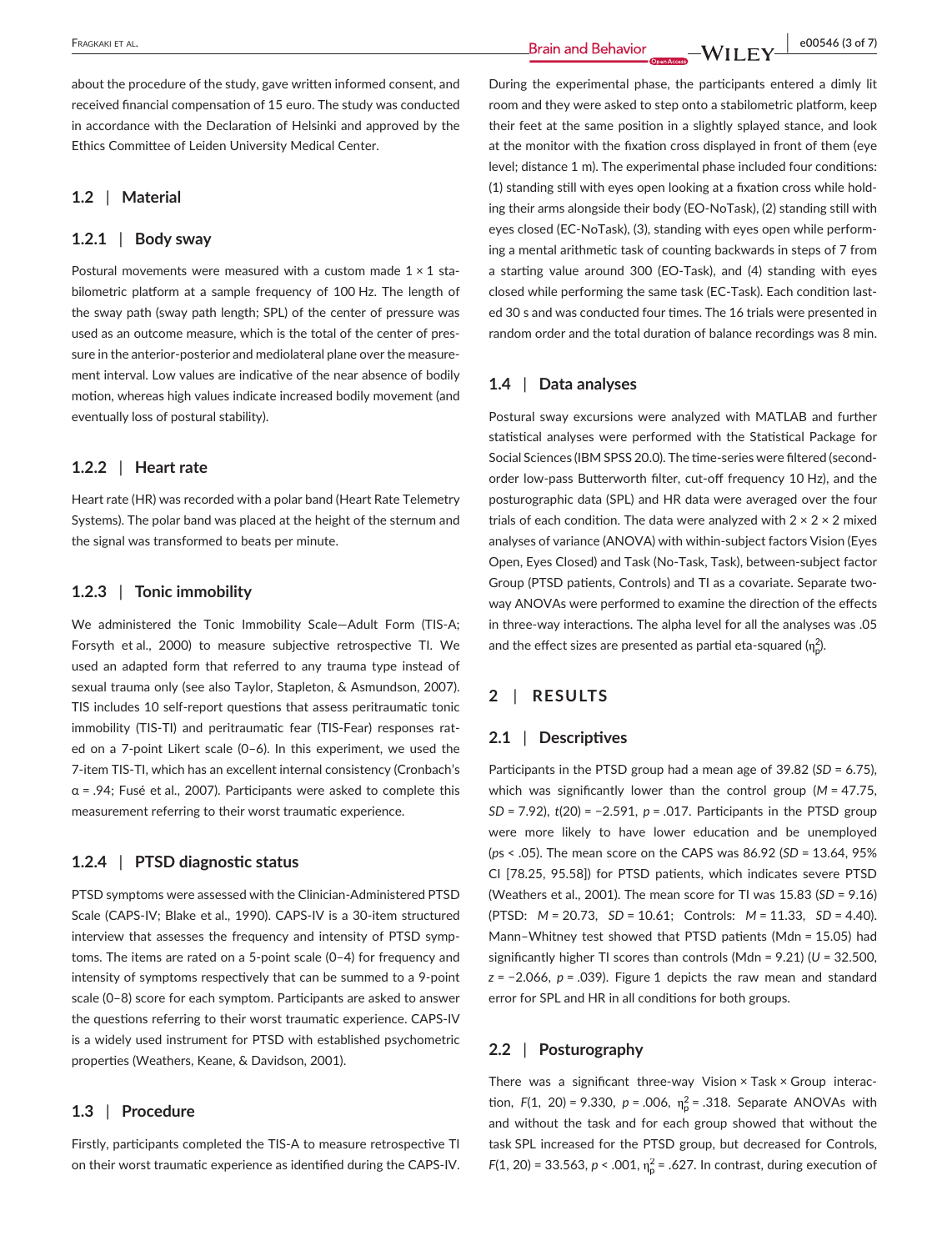about the procedure of the study, gave written informed consent, and received financial compensation of 15 euro. The study was conducted in accordance with the Declaration of Helsinki and approved by the Ethics Committee of Leiden University Medical Center.

### 1.2 | Material

#### 1.2.1 | Body sway

Postural movements were measured with a custom made 1 × 1 stabilometric platform at a sample frequency of 100 Hz. The length of the sway path (sway path length; SPL) of the center of pressure was used as an outcome measure, which is the total of the center of pressure in the anterior-posterior and mediolateral plane over the measurement interval. Low values are indicative of the near absence of bodily motion, whereas high values indicate increased bodily movement (and eventually loss of postural stability).

#### 1.2.2 | Heart rate

Heart rate (HR) was recorded with a polar band (Heart Rate Telemetry Systems). The polar band was placed at the height of the sternum and the signal was transformed to beats per minute.

#### 1.2.3 | Tonic immobility

We administered the Tonic Immobility Scale—Adult Form (TIS-A; Forsyth et al., 2000) to measure subjective retrospective TI. We used an adapted form that referred to any trauma type instead of sexual trauma only (see also Taylor, Stapleton, & Asmundson, 2007). TIS includes 10 self-report questions that assess peritraumatic tonic immobility (TIS-TI) and peritraumatic fear (TIS-Fear) responses rated on a 7-point Likert scale (0–6). In this experiment, we used the 7-item TIS-TI, which has an excellent internal consistency (Cronbach's α = .94; Fusé et al., 2007). Participants were asked to complete this measurement referring to their worst traumatic experience.

#### 1.2.4 | PTSD diagnostic status

PTSD symptoms were assessed with the Clinician-Administered PTSD Scale (CAPS-IV; Blake et al., 1990). CAPS-IV is a 30-item structured interview that assesses the frequency and intensity of PTSD symptoms. The items are rated on a 5-point scale (0–4) for frequency and intensity of symptoms respectively that can be summed to a 9-point scale (0–8) score for each symptom. Participants are asked to answer the questions referring to their worst traumatic experience. CAPS-IV is a widely used instrument for PTSD with established psychometric properties (Weathers, Keane, & Davidson, 2001).

### 1.3 | Procedure

Firstly, participants completed the TIS-A to measure retrospective TI on their worst traumatic experience as identified during the CAPS-IV. During the experimental phase, the participants entered a dimly lit room and they were asked to step onto a stabilometric platform, keep their feet at the same position in a slightly splayed stance, and look at the monitor with the fixation cross displayed in front of them (eye level; distance 1 m). The experimental phase included four conditions: (1) standing still with eyes open looking at a fixation cross while holding their arms alongside their body (EO-NoTask), (2) standing still with eyes closed (EC-NoTask), (3), standing with eyes open while performing a mental arithmetic task of counting backwards in steps of 7 from a starting value around 300 (EO-Task), and (4) standing with eyes closed while performing the same task (EC-Task). Each condition lasted 30 s and was conducted four times. The 16 trials were presented in random order and the total duration of balance recordings was 8 min.

### 1.4 | Data analyses

Postural sway excursions were analyzed with MATLAB and further statistical analyses were performed with the Statistical Package for Social Sciences (IBM SPSS 20.0). The time-series were filtered (second-order low-pass Butterworth filter, cut-off frequency 10 Hz), and the posturographic data (SPL) and HR data were averaged over the four trials of each condition. The data were analyzed with 2 × 2 × 2 mixed analyses of variance (ANOVA) with within-subject factors Vision (Eyes Open, Eyes Closed) and Task (No-Task, Task), between-subject factor Group (PTSD patients, Controls) and TI as a covariate. Separate two-way ANOVAs were performed to examine the direction of the effects in three-way interactions. The alpha level for all the analyses was .05 and the effect sizes are presented as partial eta-squared ($\eta_p^2$).

## 2 | RESULTS

### 2.1 | Descriptives

Participants in the PTSD group had a mean age of 39.82 ($SD$ = 6.75), which was significantly lower than the control group ($M$ = 47.75, $SD$ = 7.92), $t(20) = -2.591$, $p = .017$. Participants in the PTSD group were more likely to have lower education and be unemployed ($ps < .05$). The mean score on the CAPS was 86.92 ($SD$ = 13.64, 95% CI [78.25, 95.58]) for PTSD patients, which indicates severe PTSD (Weathers et al., 2001). The mean score for TI was 15.83 ($SD$ = 9.16) (PTSD: $M$ = 20.73, $SD$ = 10.61; Controls: $M$ = 11.33, $SD$ = 4.40). Mann–Whitney test showed that PTSD patients (Mdn = 15.05) had significantly higher TI scores than controls (Mdn = 9.21) ($U$ = 32.500, $z = -2.066$, $p = .039$). Figure 1 depicts the raw mean and standard error for SPL and HR in all conditions for both groups.

### 2.2 | Posturography

There was a significant three-way Vision × Task × Group interaction, $F(1, 20) = 9.330$, $p = .006$, $\eta_p^2 = .318$. Separate ANOVAs with and without the task and for each group showed that without the task SPL increased for the PTSD group, but decreased for Controls, $F(1, 20) = 33.563$, $p < .001$, $\eta_p^2 = .627$. In contrast, during execution of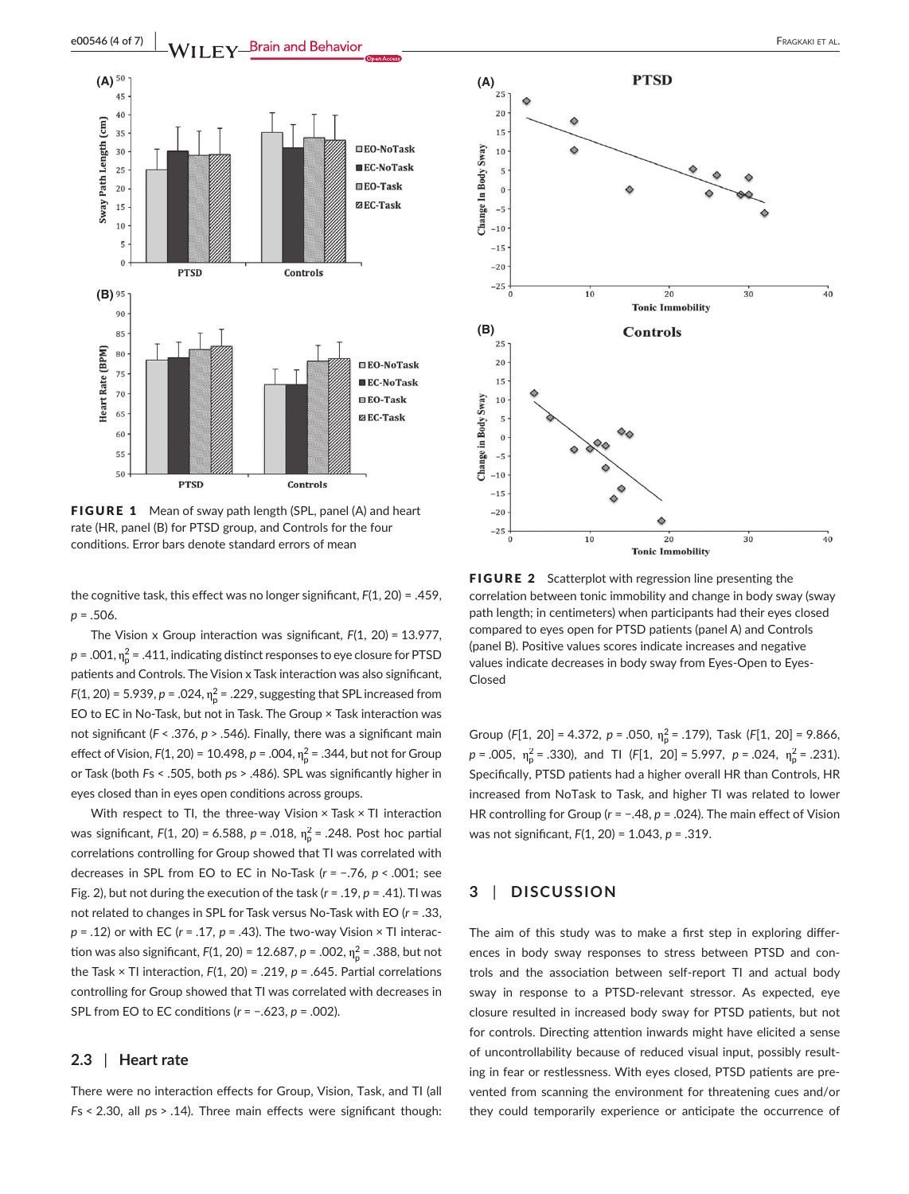(A)

Sway Path Length (cm)

50
45
40
35
30
25
20
15
10
5
0

PTSD

Controls

EO-NoTask
EC-NoTask
EO-Task
EC-Task

(B)

Heart Rate (BPM)

95
90
85
80
75
70
65
60
55
50

PTSD

Controls

EO-NoTask
EC-NoTask
EO-Task
EC-Task

**FIGURE 1** Mean of sway path length (SPL, panel (A) and heart rate (HR, panel (B) for PTSD group, and Controls for the four conditions. Error bars denote standard errors of mean

(A)

PTSD

Change In Body Sway

25
20
15
10
5
0
−5
−10
−15
−20
−25

0
10
20
30
40

Tonic Immobility

(B)

Controls

Change in Body Sway

25
20
15
10
5
0
−5
−10
−15
−20
−25

0
10
20
30
40

Tonic Immobility

**FIGURE 2** Scatterplot with regression line presenting the correlation between tonic immobility and change in body sway (sway path length; in centimeters) when participants had their eyes closed compared to eyes open for PTSD patients (panel A) and Controls (panel B). Positive values scores indicate increases and negative values indicate decreases in body sway from Eyes-Open to Eyes-Closed

the cognitive task, this effect was no longer significant, $F(1, 20) = .459$, $p = .506$.

The Vision x Group interaction was significant, $F(1, 20) = 13.977$, $p = .001$, $\eta_p^2 = .411$, indicating distinct responses to eye closure for PTSD patients and Controls. The Vision x Task interaction was also significant, $F(1, 20) = 5.939$, $p = .024$, $\eta_p^2 = .229$, suggesting that SPL increased from EO to EC in No-Task, but not in Task. The Group × Task interaction was not significant ($F < .376$, $p > .546$). Finally, there was a significant main effect of Vision, $F(1, 20) = 10.498$, $p = .004$, $\eta_p^2 = .344$, but not for Group or Task (both $F$s $< .505$, both $p$s $> .486$). SPL was significantly higher in eyes closed than in eyes open conditions across groups.

With respect to TI, the three-way Vision × Task × TI interaction was significant, $F(1, 20) = 6.588$, $p = .018$, $\eta_p^2 = .248$. Post hoc partial correlations controlling for Group showed that TI was correlated with decreases in SPL from EO to EC in No-Task ($r = −.76$, $p < .001$; see Fig. 2), but not during the execution of the task ($r = .19$, $p = .41$). TI was not related to changes in SPL for Task versus No-Task with EO ($r = .33$, $p = .12$) or with EC ($r = .17$, $p = .43$). The two-way Vision × TI interaction was also significant, $F(1, 20) = 12.687$, $p = .002$, $\eta_p^2 = .388$, but not the Task × TI interaction, $F(1, 20) = .219$, $p = .645$. Partial correlations controlling for Group showed that TI was correlated with decreases in SPL from EO to EC conditions ($r = −.623$, $p = .002$).

## 2.3 | Heart rate

There were no interaction effects for Group, Vision, Task, and TI (all $F$s $< 2.30$, all $p$s $> .14$). Three main effects were significant though: Group ($F[1, 20] = 4.372$, $p = .050$, $\eta_p^2 = .179$), Task ($F[1, 20] = 9.866$, $p = .005$, $\eta_p^2 = .330$), and TI ($F[1, 20] = 5.997$, $p = .024$, $\eta_p^2 = .231$). Specifically, PTSD patients had a higher overall HR than Controls, HR increased from NoTask to Task, and higher TI was related to lower HR controlling for Group ($r = −.48$, $p = .024$). The main effect of Vision was not significant, $F(1, 20) = 1.043$, $p = .319$.

# 3 | DISCUSSION

The aim of this study was to make a first step in exploring differences in body sway responses to stress between PTSD and controls and the association between self-report TI and actual body sway in response to a PTSD-relevant stressor. As expected, eye closure resulted in increased body sway for PTSD patients, but not for controls. Directing attention inwards might have elicited a sense of uncontrollability because of reduced visual input, possibly resulting in fear or restlessness. With eyes closed, PTSD patients are prevented from scanning the environment for threatening cues and/or they could temporarily experience or anticipate the occurrence of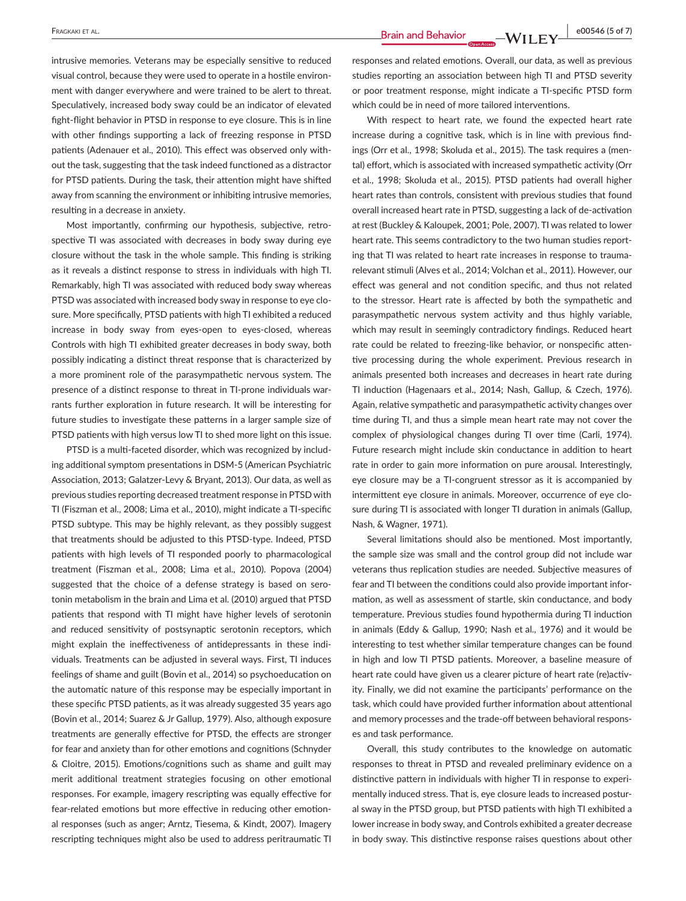intrusive memories. Veterans may be especially sensitive to reduced visual control, because they were used to operate in a hostile environment with danger everywhere and were trained to be alert to threat. Speculatively, increased body sway could be an indicator of elevated fight-flight behavior in PTSD in response to eye closure. This is in line with other findings supporting a lack of freezing response in PTSD patients (Adenauer et al., 2010). This effect was observed only without the task, suggesting that the task indeed functioned as a distractor for PTSD patients. During the task, their attention might have shifted away from scanning the environment or inhibiting intrusive memories, resulting in a decrease in anxiety.

Most importantly, confirming our hypothesis, subjective, retrospective TI was associated with decreases in body sway during eye closure without the task in the whole sample. This finding is striking as it reveals a distinct response to stress in individuals with high TI. Remarkably, high TI was associated with reduced body sway whereas PTSD was associated with increased body sway in response to eye closure. More specifically, PTSD patients with high TI exhibited a reduced increase in body sway from eyes-open to eyes-closed, whereas Controls with high TI exhibited greater decreases in body sway, both possibly indicating a distinct threat response that is characterized by a more prominent role of the parasympathetic nervous system. The presence of a distinct response to threat in TI-prone individuals warrants further exploration in future research. It will be interesting for future studies to investigate these patterns in a larger sample size of PTSD patients with high versus low TI to shed more light on this issue.

PTSD is a multi-faceted disorder, which was recognized by including additional symptom presentations in DSM-5 (American Psychiatric Association, 2013; Galatzer-Levy & Bryant, 2013). Our data, as well as previous studies reporting decreased treatment response in PTSD with TI (Fiszman et al., 2008; Lima et al., 2010), might indicate a TI-specific PTSD subtype. This may be highly relevant, as they possibly suggest that treatments should be adjusted to this PTSD-type. Indeed, PTSD patients with high levels of TI responded poorly to pharmacological treatment (Fiszman et al., 2008; Lima et al., 2010). Popova (2004) suggested that the choice of a defense strategy is based on serotonin metabolism in the brain and Lima et al. (2010) argued that PTSD patients that respond with TI might have higher levels of serotonin and reduced sensitivity of postsynaptic serotonin receptors, which might explain the ineffectiveness of antidepressants in these individuals. Treatments can be adjusted in several ways. First, TI induces feelings of shame and guilt (Bovin et al., 2014) so psychoeducation on the automatic nature of this response may be especially important in these specific PTSD patients, as it was already suggested 35 years ago (Bovin et al., 2014; Suarez & Jr Gallup, 1979). Also, although exposure treatments are generally effective for PTSD, the effects are stronger for fear and anxiety than for other emotions and cognitions (Schnyder & Cloitre, 2015). Emotions/cognitions such as shame and guilt may merit additional treatment strategies focusing on other emotional responses. For example, imagery rescripting was equally effective for fear-related emotions but more effective in reducing other emotional responses (such as anger; Arntz, Tiesema, & Kindt, 2007). Imagery rescripting techniques might also be used to address peritraumatic TI responses and related emotions. Overall, our data, as well as previous studies reporting an association between high TI and PTSD severity or poor treatment response, might indicate a TI-specific PTSD form which could be in need of more tailored interventions.

With respect to heart rate, we found the expected heart rate increase during a cognitive task, which is in line with previous findings (Orr et al., 1998; Skoluda et al., 2015). The task requires a (mental) effort, which is associated with increased sympathetic activity (Orr et al., 1998; Skoluda et al., 2015). PTSD patients had overall higher heart rates than controls, consistent with previous studies that found overall increased heart rate in PTSD, suggesting a lack of de-activation at rest (Buckley & Kaloupek, 2001; Pole, 2007). TI was related to lower heart rate. This seems contradictory to the two human studies reporting that TI was related to heart rate increases in response to trauma-relevant stimuli (Alves et al., 2014; Volchan et al., 2011). However, our effect was general and not condition specific, and thus not related to the stressor. Heart rate is affected by both the sympathetic and parasympathetic nervous system activity and thus highly variable, which may result in seemingly contradictory findings. Reduced heart rate could be related to freezing-like behavior, or nonspecific attentive processing during the whole experiment. Previous research in animals presented both increases and decreases in heart rate during TI induction (Hagenaars et al., 2014; Nash, Gallup, & Czech, 1976). Again, relative sympathetic and parasympathetic activity changes over time during TI, and thus a simple mean heart rate may not cover the complex of physiological changes during TI over time (Carli, 1974). Future research might include skin conductance in addition to heart rate in order to gain more information on pure arousal. Interestingly, eye closure may be a TI-congruent stressor as it is accompanied by intermittent eye closure in animals. Moreover, occurrence of eye closure during TI is associated with longer TI duration in animals (Gallup, Nash, & Wagner, 1971).

Several limitations should also be mentioned. Most importantly, the sample size was small and the control group did not include war veterans thus replication studies are needed. Subjective measures of fear and TI between the conditions could also provide important information, as well as assessment of startle, skin conductance, and body temperature. Previous studies found hypothermia during TI induction in animals (Eddy & Gallup, 1990; Nash et al., 1976) and it would be interesting to test whether similar temperature changes can be found in high and low TI PTSD patients. Moreover, a baseline measure of heart rate could have given us a clearer picture of heart rate (re)activity. Finally, we did not examine the participants' performance on the task, which could have provided further information about attentional and memory processes and the trade-off between behavioral responses and task performance.

Overall, this study contributes to the knowledge on automatic responses to threat in PTSD and revealed preliminary evidence on a distinctive pattern in individuals with higher TI in response to experimentally induced stress. That is, eye closure leads to increased postural sway in the PTSD group, but PTSD patients with high TI exhibited a lower increase in body sway, and Controls exhibited a greater decrease in body sway. This distinctive response raises questions about other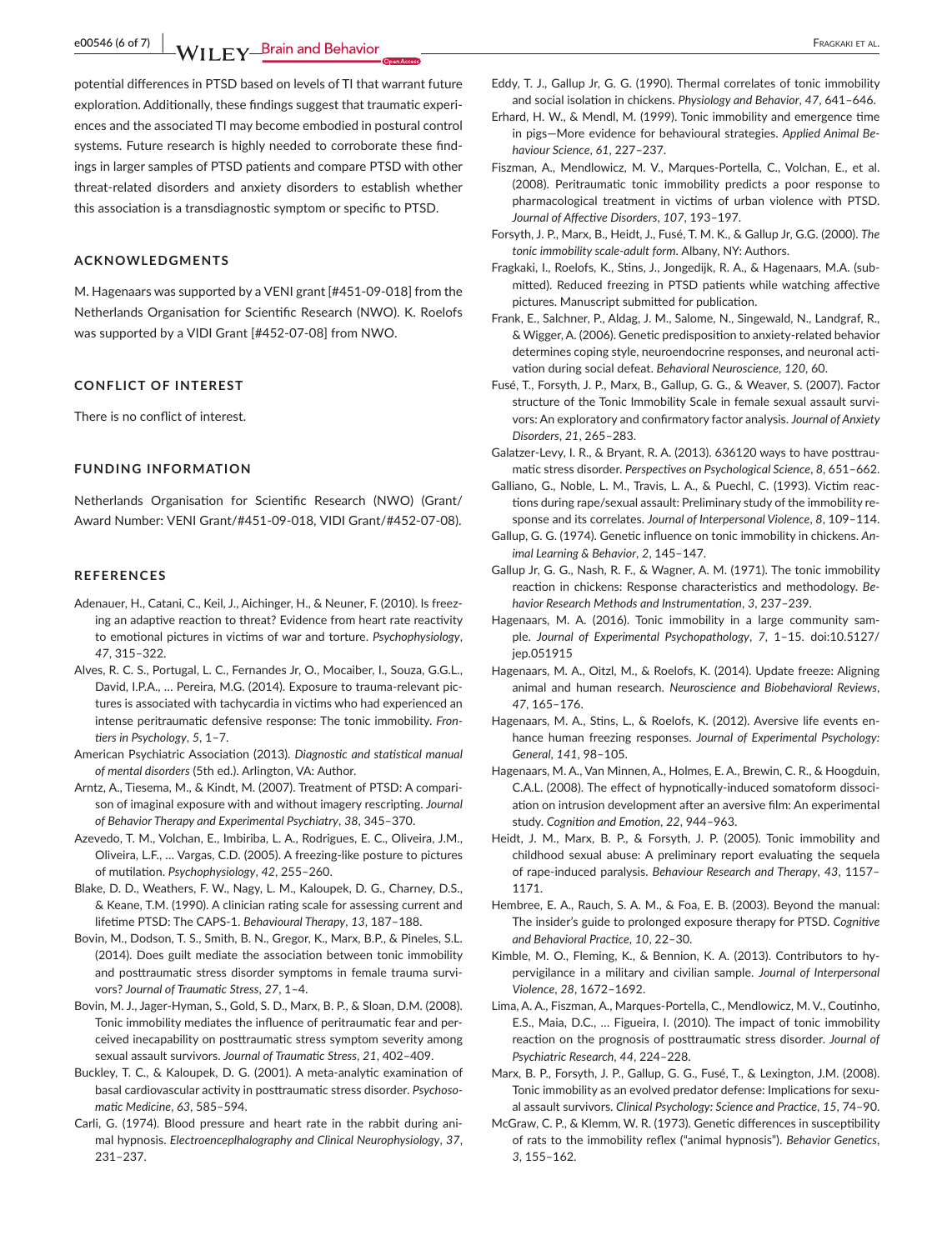potential differences in PTSD based on levels of TI that warrant future exploration. Additionally, these findings suggest that traumatic experiences and the associated TI may become embodied in postural control systems. Future research is highly needed to corroborate these findings in larger samples of PTSD patients and compare PTSD with other threat-related disorders and anxiety disorders to establish whether this association is a transdiagnostic symptom or specific to PTSD.

## ACKNOWLEDGMENTS

M. Hagenaars was supported by a VENI grant [#451-09-018] from the Netherlands Organisation for Scientific Research (NWO). K. Roelofs was supported by a VIDI Grant [#452-07-08] from NWO.

## CONFLICT OF INTEREST

There is no conflict of interest.

## FUNDING INFORMATION

Netherlands Organisation for Scientific Research (NWO) (Grant/Award Number: VENI Grant/#451-09-018, VIDI Grant/#452-07-08).

## REFERENCES

Adenauer, H., Catani, C., Keil, J., Aichinger, H., & Neuner, F. (2010). Is freezing an adaptive reaction to threat? Evidence from heart rate reactivity to emotional pictures in victims of war and torture. *Psychophysiology*, *47*, 315–322.

Alves, R. C. S., Portugal, L. C., Fernandes Jr, O., Mocaiber, I., Souza, G.G.L., David, I.P.A., … Pereira, M.G. (2014). Exposure to trauma-relevant pictures is associated with tachycardia in victims who had experienced an intense peritraumatic defensive response: The tonic immobility. *Frontiers in Psychology*, *5*, 1–7.

American Psychiatric Association (2013). *Diagnostic and statistical manual of mental disorders* (5th ed.). Arlington, VA: Author.

Arntz, A., Tiesema, M., & Kindt, M. (2007). Treatment of PTSD: A comparison of imaginal exposure with and without imagery rescripting. *Journal of Behavior Therapy and Experimental Psychiatry*, *38*, 345–370.

Azevedo, T. M., Volchan, E., Imbiriba, L. A., Rodrigues, E. C., Oliveira, J.M., Oliveira, L.F., … Vargas, C.D. (2005). A freezing-like posture to pictures of mutilation. *Psychophysiology*, *42*, 255–260.

Blake, D. D., Weathers, F. W., Nagy, L. M., Kaloupek, D. G., Charney, D.S., & Keane, T.M. (1990). A clinician rating scale for assessing current and lifetime PTSD: The CAPS-1. *Behavioural Therapy*, *13*, 187–188.

Bovin, M., Dodson, T. S., Smith, B. N., Gregor, K., Marx, B.P., & Pineles, S.L. (2014). Does guilt mediate the association between tonic immobility and posttraumatic stress disorder symptoms in female trauma survivors? *Journal of Traumatic Stress*, *27*, 1–4.

Bovin, M. J., Jager-Hyman, S., Gold, S. D., Marx, B. P., & Sloan, D.M. (2008). Tonic immobility mediates the influence of peritraumatic fear and perceived inecapability on posttraumatic stress symptom severity among sexual assault survivors. *Journal of Traumatic Stress*, *21*, 402–409.

Buckley, T. C., & Kaloupek, D. G. (2001). A meta-analytic examination of basal cardiovascular activity in posttraumatic stress disorder. *Psychosomatic Medicine*, *63*, 585–594.

Carli, G. (1974). Blood pressure and heart rate in the rabbit during animal hypnosis. *Electroencepl­halography and Clinical Neurophysiology*, *37*, 231–237.

Eddy, T. J., Gallup Jr, G. G. (1990). Thermal correlates of tonic immobility and social isolation in chickens. *Physiology and Behavior*, *47*, 641–646.

Erhard, H. W., & Mendl, M. (1999). Tonic immobility and emergence time in pigs—More evidence for behavioural strategies. *Applied Animal Behaviour Science*, *61*, 227–237.

Fiszman, A., Mendlowicz, M. V., Marques-Portella, C., Volchan, E., et al. (2008). Peritraumatic tonic immobility predicts a poor response to pharmacological treatment in victims of urban violence with PTSD. *Journal of Affective Disorders*, *107*, 193–197.

Forsyth, J. P., Marx, B., Heidt, J., Fusé, T. M. K., & Gallup Jr, G.G. (2000). *The tonic immobility scale-adult form*. Albany, NY: Authors.

Fragkaki, I., Roelofs, K., Stins, J., Jongedijk, R. A., & Hagenaars, M.A. (submitted). Reduced freezing in PTSD patients while watching affective pictures. Manuscript submitted for publication.

Frank, E., Salchner, P., Aldag, J. M., Salome, N., Singewald, N., Landgraf, R., & Wigger, A. (2006). Genetic predisposition to anxiety-related behavior determines coping style, neuroendocrine responses, and neuronal activation during social defeat. *Behavioral Neuroscience*, *120*, 60.

Fusé, T., Forsyth, J. P., Marx, B., Gallup, G. G., & Weaver, S. (2007). Factor structure of the Tonic Immobility Scale in female sexual assault survivors: An exploratory and confirmatory factor analysis. *Journal of Anxiety Disorders*, *21*, 265–283.

Galatzer-Levy, I. R., & Bryant, R. A. (2013). 636120 ways to have posttraumatic stress disorder. *Perspectives on Psychological Science*, *8*, 651–662.

Galliano, G., Noble, L. M., Travis, L. A., & Puechl, C. (1993). Victim reactions during rape/sexual assault: Preliminary study of the immobility response and its correlates. *Journal of Interpersonal Violence*, *8*, 109–114.

Gallup, G. G. (1974). Genetic influence on tonic immobility in chickens. *Animal Learning & Behavior*, *2*, 145–147.

Gallup Jr, G. G., Nash, R. F., & Wagner, A. M. (1971). The tonic immobility reaction in chickens: Response characteristics and methodology. *Behavior Research Methods and Instrumentation*, *3*, 237–239.

Hagenaars, M. A. (2016). Tonic immobility in a large community sample. *Journal of Experimental Psychopathology*, *7*, 1–15. doi:10.5127/jep.051915

Hagenaars, M. A., Oitzl, M., & Roelofs, K. (2014). Update freeze: Aligning animal and human research. *Neuroscience and Biobehavioral Reviews*, *47*, 165–176.

Hagenaars, M. A., Stins, L., & Roelofs, K. (2012). Aversive life events enhance human freezing responses. *Journal of Experimental Psychology: General*, *141*, 98–105.

Hagenaars, M. A., Van Minnen, A., Holmes, E. A., Brewin, C. R., & Hoogduin, C.A.L. (2008). The effect of hypnotically-induced somatoform dissociation on intrusion development after an aversive film: An experimental study. *Cognition and Emotion*, *22*, 944–963.

Heidt, J. M., Marx, B. P., & Forsyth, J. P. (2005). Tonic immobility and childhood sexual abuse: A preliminary report evaluating the sequela of rape-induced paralysis. *Behaviour Research and Therapy*, *43*, 1157–1171.

Hembree, E. A., Rauch, S. A. M., & Foa, E. B. (2003). Beyond the manual: The insider's guide to prolonged exposure therapy for PTSD. *Cognitive and Behavioral Practice*, *10*, 22–30.

Kimble, M. O., Fleming, K., & Bennion, K. A. (2013). Contributors to hypervigilance in a military and civilian sample. *Journal of Interpersonal Violence*, *28*, 1672–1692.

Lima, A. A., Fiszman, A., Marques-Portella, C., Mendlowicz, M. V., Coutinho, E.S., Maia, D.C., … Figueira, I. (2010). The impact of tonic immobility reaction on the prognosis of posttraumatic stress disorder. *Journal of Psychiatric Research*, *44*, 224–228.

Marx, B. P., Forsyth, J. P., Gallup, G. G., Fusé, T., & Lexington, J.M. (2008). Tonic immobility as an evolved predator defense: Implications for sexual assault survivors. *Clinical Psychology: Science and Practice*, *15*, 74–90.

McGraw, C. P., & Klemm, W. R. (1973). Genetic differences in susceptibility of rats to the immobility reflex ("animal hypnosis"). *Behavior Genetics*, *3*, 155–162.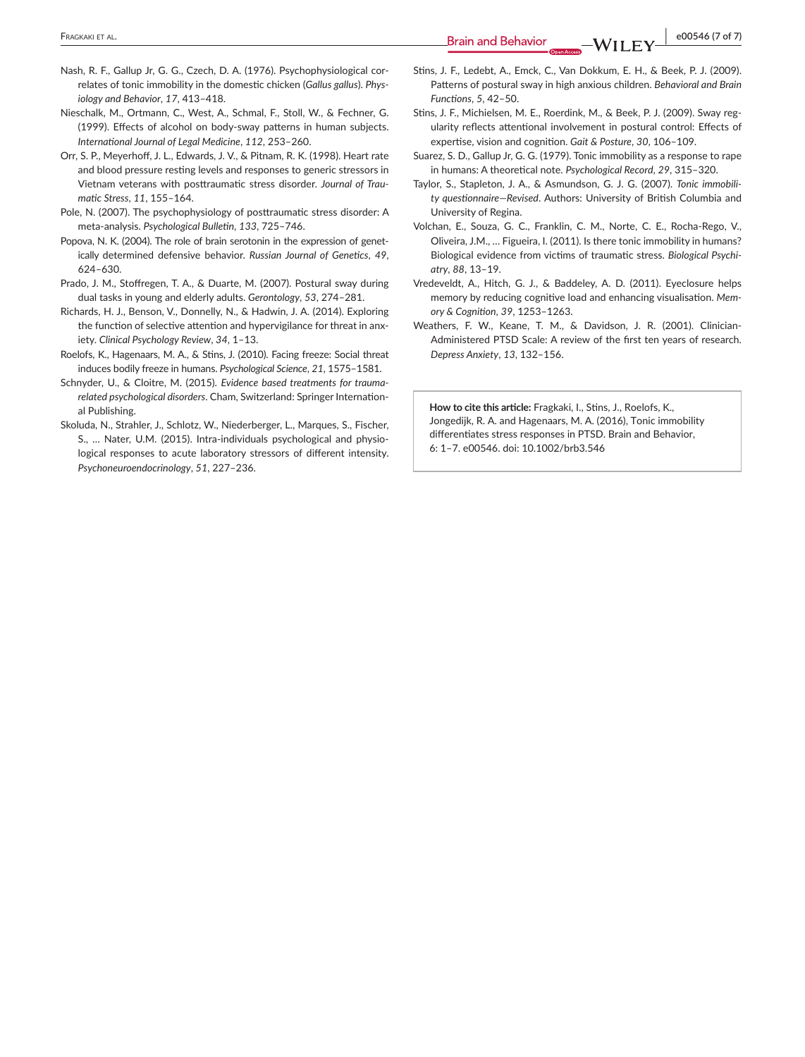Nash, R. F., Gallup Jr, G. G., Czech, D. A. (1976). Psychophysiological correlates of tonic immobility in the domestic chicken (*Gallus gallus*). *Physiology and Behavior*, *17*, 413–418.

Nieschalk, M., Ortmann, C., West, A., Schmal, F., Stoll, W., & Fechner, G. (1999). Effects of alcohol on body-sway patterns in human subjects. *International Journal of Legal Medicine*, *112*, 253–260.

Orr, S. P., Meyerhoff, J. L., Edwards, J. V., & Pitnam, R. K. (1998). Heart rate and blood pressure resting levels and responses to generic stressors in Vietnam veterans with posttraumatic stress disorder. *Journal of Traumatic Stress*, *11*, 155–164.

Pole, N. (2007). The psychophysiology of posttraumatic stress disorder: A meta-analysis. *Psychological Bulletin*, *133*, 725–746.

Popova, N. K. (2004). The role of brain serotonin in the expression of genetically determined defensive behavior. *Russian Journal of Genetics*, *49*, 624–630.

Prado, J. M., Stoffregen, T. A., & Duarte, M. (2007). Postural sway during dual tasks in young and elderly adults. *Gerontology*, *53*, 274–281.

Richards, H. J., Benson, V., Donnelly, N., & Hadwin, J. A. (2014). Exploring the function of selective attention and hypervigilance for threat in anxiety. *Clinical Psychology Review*, *34*, 1–13.

Roelofs, K., Hagenaars, M. A., & Stins, J. (2010). Facing freeze: Social threat induces bodily freeze in humans. *Psychological Science*, *21*, 1575–1581.

Schnyder, U., & Cloitre, M. (2015). *Evidence based treatments for trauma-related psychological disorders*. Cham, Switzerland: Springer International Publishing.

Skoluda, N., Strahler, J., Schlotz, W., Niederberger, L., Marques, S., Fischer, S., … Nater, U.M. (2015). Intra-individuals psychological and physiological responses to acute laboratory stressors of different intensity. *Psychoneuroendocrinology*, *51*, 227–236.

Stins, J. F., Ledebt, A., Emck, C., Van Dokkum, E. H., & Beek, P. J. (2009). Patterns of postural sway in high anxious children. *Behavioral and Brain Functions*, *5*, 42–50.

Stins, J. F., Michielsen, M. E., Roerdink, M., & Beek, P. J. (2009). Sway regularity reflects attentional involvement in postural control: Effects of expertise, vision and cognition. *Gait & Posture*, *30*, 106–109.

Suarez, S. D., Gallup Jr, G. G. (1979). Tonic immobility as a response to rape in humans: A theoretical note. *Psychological Record*, *29*, 315–320.

Taylor, S., Stapleton, J. A., & Asmundson, G. J. G. (2007). *Tonic immobility questionnaire—Revised*. Authors: University of British Columbia and University of Regina.

Volchan, E., Souza, G. C., Franklin, C. M., Norte, C. E., Rocha-Rego, V., Oliveira, J.M., … Figueira, I. (2011). Is there tonic immobility in humans? Biological evidence from victims of traumatic stress. *Biological Psychiatry*, *88*, 13–19.

Vredeveldt, A., Hitch, G. J., & Baddeley, A. D. (2011). Eyeclosure helps memory by reducing cognitive load and enhancing visualisation. *Memory & Cognition*, *39*, 1253–1263.

Weathers, F. W., Keane, T. M., & Davidson, J. R. (2001). Clinician-Administered PTSD Scale: A review of the first ten years of research. *Depress Anxiety*, *13*, 132–156.

**How to cite this article:** Fragkaki, I., Stins, J., Roelofs, K., Jongedijk, R. A. and Hagenaars, M. A. (2016), Tonic immobility differentiates stress responses in PTSD. Brain and Behavior, 6: 1–7. e00546. doi: 10.1002/brb3.546